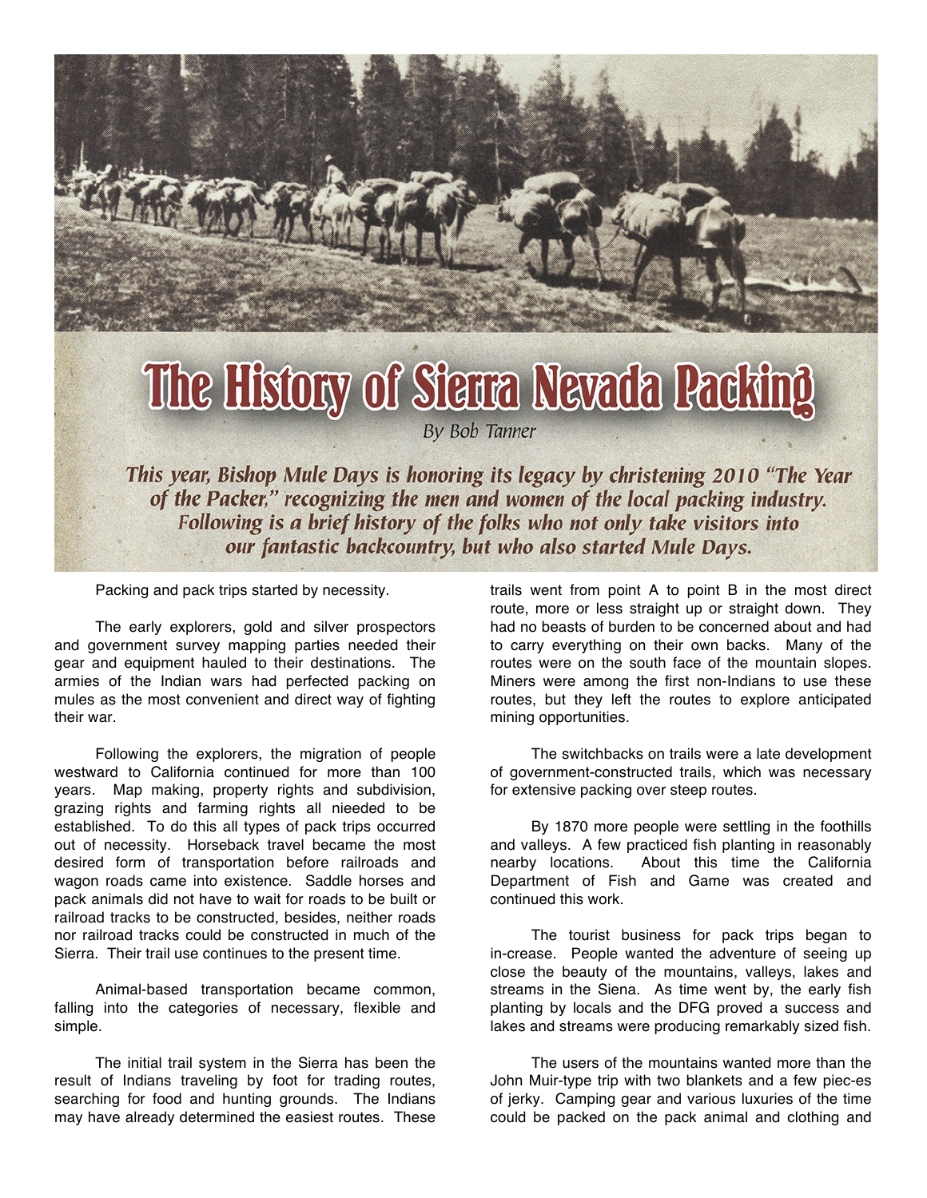# The History of Sierra Nevada Packing

*By Bob Tanner*

***This year, Bishop Mule Days is honoring its legacy by christening 2010 "The Year of the Packer," recognizing the men and women of the local packing industry. Following is a brief history of the folks who not only take visitors into our fantastic backcountry, but who also started Mule Days.***

Packing and pack trips started by necessity.

The early explorers, gold and silver prospectors and government survey mapping parties needed their gear and equipment hauled to their destinations. The armies of the Indian wars had perfected packing on mules as the most convenient and direct way of fighting their war.

Following the explorers, the migration of people westward to California continued for more than 100 years. Map making, property rights and subdivision, grazing rights and farming rights all nieeded to be established. To do this all types of pack trips occurred out of necessity. Horseback travel became the most desired form of transportation before railroads and wagon roads came into existence. Saddle horses and pack animals did not have to wait for roads to be built or railroad tracks to be constructed, besides, neither roads nor railroad tracks could be constructed in much of the Sierra. Their trail use continues to the present time.

Animal-based transportation became common, falling into the categories of necessary, flexible and simple.

The initial trail system in the Sierra has been the result of Indians traveling by foot for trading routes, searching for food and hunting grounds. The Indians may have already determined the easiest routes. These trails went from point A to point B in the most direct route, more or less straight up or straight down. They had no beasts of burden to be concerned about and had to carry everything on their own backs. Many of the routes were on the south face of the mountain slopes. Miners were among the first non-Indians to use these routes, but they left the routes to explore anticipated mining opportunities.

The switchbacks on trails were a late development of government-constructed trails, which was necessary for extensive packing over steep routes.

By 1870 more people were settling in the foothills and valleys. A few practiced fish planting in reasonably nearby locations. About this time the California Department of Fish and Game was created and continued this work.

The tourist business for pack trips began to in-crease. People wanted the adventure of seeing up close the beauty of the mountains, valleys, lakes and streams in the Siena. As time went by, the early fish planting by locals and the DFG proved a success and lakes and streams were producing remarkably sized fish.

The users of the mountains wanted more than the John Muir-type trip with two blankets and a few piec-es of jerky. Camping gear and various luxuries of the time could be packed on the pack animal and clothing and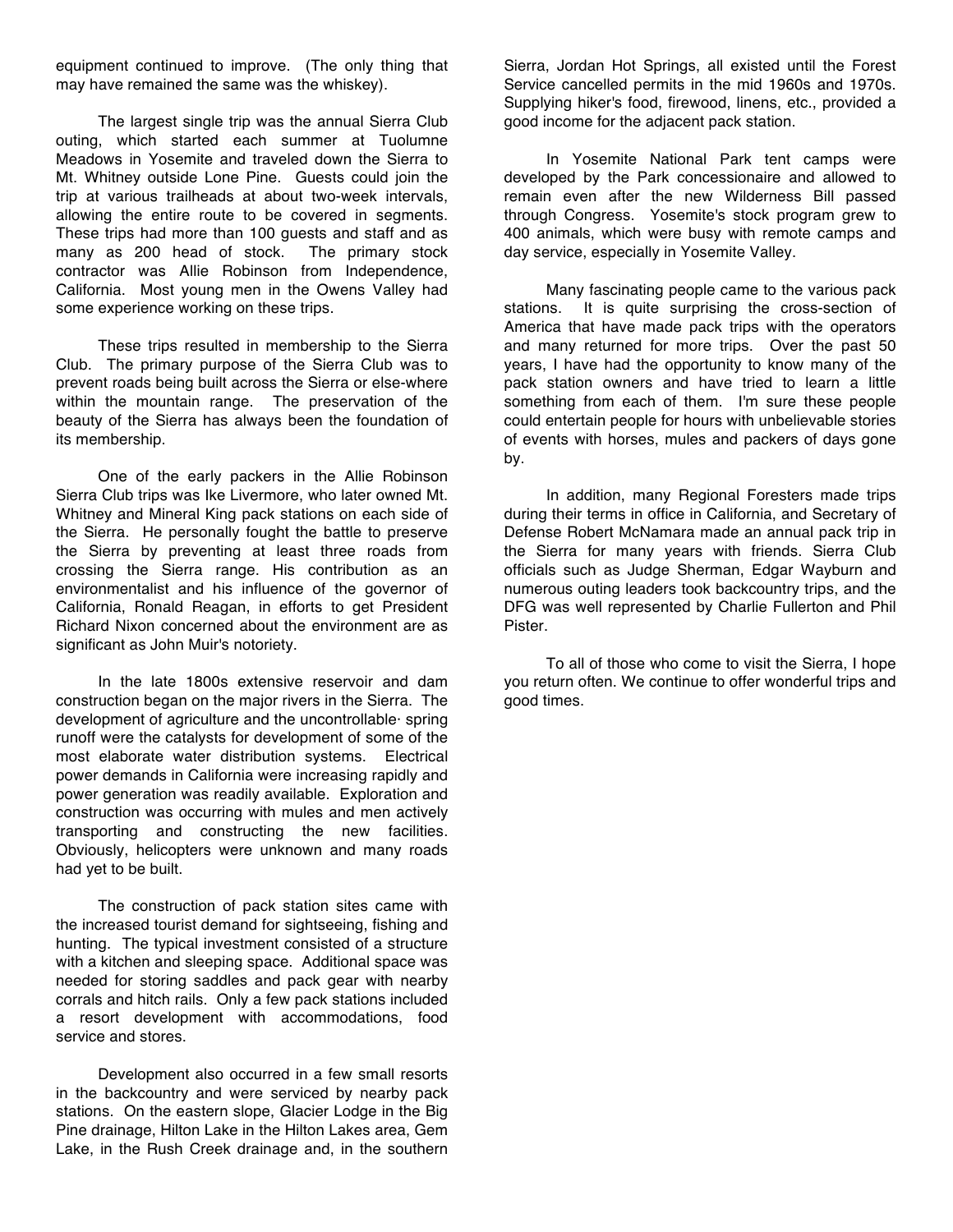equipment continued to improve. (The only thing that may have remained the same was the whiskey).

The largest single trip was the annual Sierra Club outing, which started each summer at Tuolumne Meadows in Yosemite and traveled down the Sierra to Mt. Whitney outside Lone Pine. Guests could join the trip at various trailheads at about two-week intervals, allowing the entire route to be covered in segments. These trips had more than 100 guests and staff and as many as 200 head of stock. The primary stock contractor was Allie Robinson from Independence, California. Most young men in the Owens Valley had some experience working on these trips.

These trips resulted in membership to the Sierra Club. The primary purpose of the Sierra Club was to prevent roads being built across the Sierra or else-where within the mountain range. The preservation of the beauty of the Sierra has always been the foundation of its membership.

One of the early packers in the Allie Robinson Sierra Club trips was Ike Livermore, who later owned Mt. Whitney and Mineral King pack stations on each side of the Sierra. He personally fought the battle to preserve the Sierra by preventing at least three roads from crossing the Sierra range. His contribution as an environmentalist and his influence of the governor of California, Ronald Reagan, in efforts to get President Richard Nixon concerned about the environment are as significant as John Muir's notoriety.

In the late 1800s extensive reservoir and dam construction began on the major rivers in the Sierra. The development of agriculture and the uncontrollable· spring runoff were the catalysts for development of some of the most elaborate water distribution systems. Electrical power demands in California were increasing rapidly and power generation was readily available. Exploration and construction was occurring with mules and men actively transporting and constructing the new facilities. Obviously, helicopters were unknown and many roads had yet to be built.

The construction of pack station sites came with the increased tourist demand for sightseeing, fishing and hunting. The typical investment consisted of a structure with a kitchen and sleeping space. Additional space was needed for storing saddles and pack gear with nearby corrals and hitch rails. Only a few pack stations included a resort development with accommodations, food service and stores.

Development also occurred in a few small resorts in the backcountry and were serviced by nearby pack stations. On the eastern slope, Glacier Lodge in the Big Pine drainage, Hilton Lake in the Hilton Lakes area, Gem Lake, in the Rush Creek drainage and, in the southern Sierra, Jordan Hot Springs, all existed until the Forest Service cancelled permits in the mid 1960s and 1970s. Supplying hiker's food, firewood, linens, etc., provided a good income for the adjacent pack station.

In Yosemite National Park tent camps were developed by the Park concessionaire and allowed to remain even after the new Wilderness Bill passed through Congress. Yosemite's stock program grew to 400 animals, which were busy with remote camps and day service, especially in Yosemite Valley.

Many fascinating people came to the various pack stations. It is quite surprising the cross-section of America that have made pack trips with the operators and many returned for more trips. Over the past 50 years, I have had the opportunity to know many of the pack station owners and have tried to learn a little something from each of them. I'm sure these people could entertain people for hours with unbelievable stories of events with horses, mules and packers of days gone by.

In addition, many Regional Foresters made trips during their terms in office in California, and Secretary of Defense Robert McNamara made an annual pack trip in the Sierra for many years with friends. Sierra Club officials such as Judge Sherman, Edgar Wayburn and numerous outing leaders took backcountry trips, and the DFG was well represented by Charlie Fullerton and Phil Pister.

To all of those who come to visit the Sierra, I hope you return often. We continue to offer wonderful trips and good times.